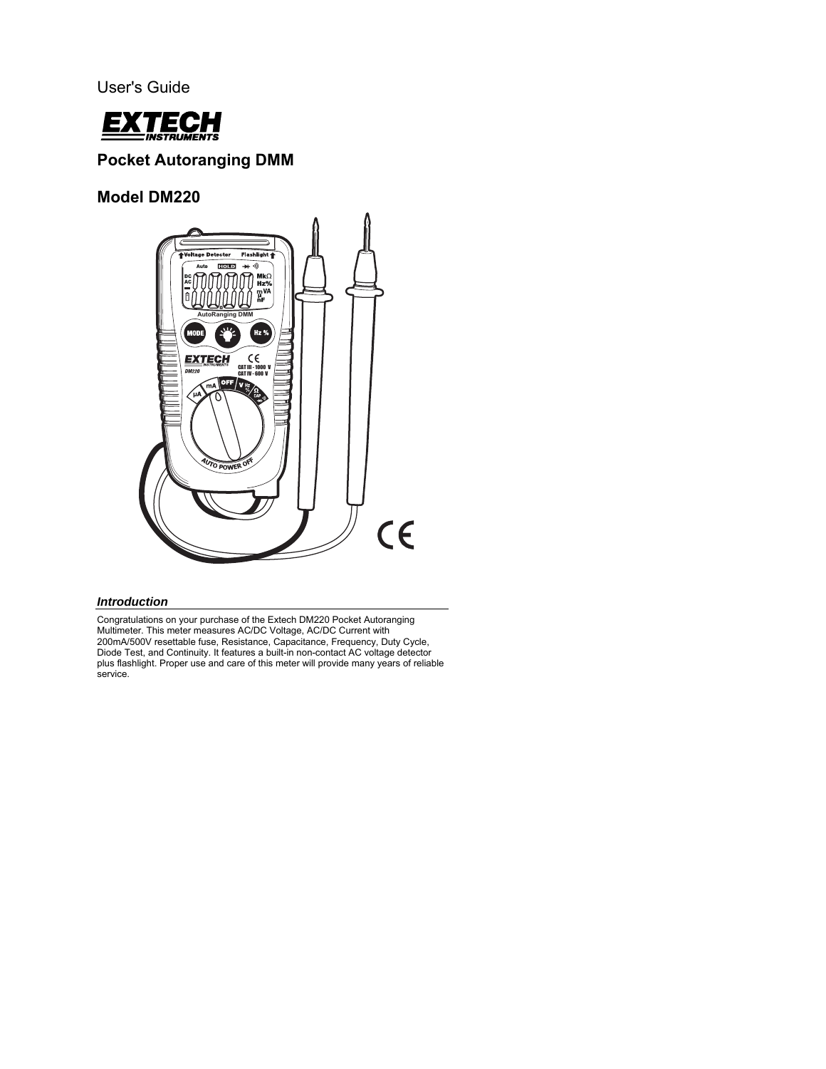User's Guide

# Pocket Autoranging DMM

## Model DM220

### *Introduction*

Congratulations on your purchase of the Extech DM220 Pocket Autoranging Multimeter. This meter measures AC/DC Voltage, AC/DC Current with 200mA/500V resettable fuse, Resistance, Capacitance, Frequency, Duty Cycle, Diode Test, and Continuity. It features a built-in non-contact AC voltage detector plus flashlight. Proper use and care of this meter will provide many years of reliable service.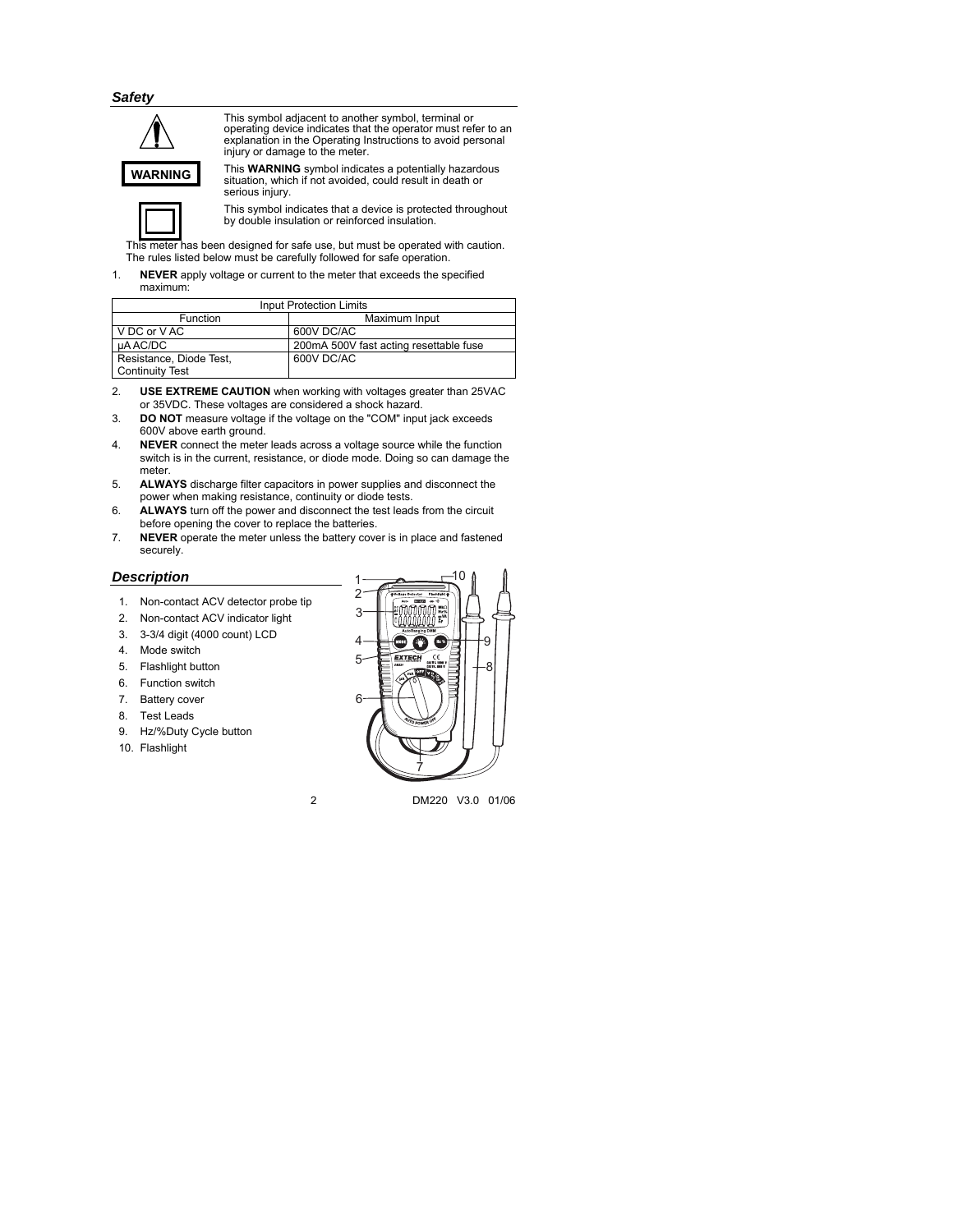## Safety

This symbol adjacent to another symbol, terminal or operating device indicates that the operator must refer to an explanation in the Operating Instructions to avoid personal injury or damage to the meter.

**WARNING**

This **WARNING** symbol indicates a potentially hazardous situation, which if not avoided, could result in death or serious injury.

This symbol indicates that a device is protected throughout by double insulation or reinforced insulation.

This meter has been designed for safe use, but must be operated with caution. The rules listed below must be carefully followed for safe operation.

1. **NEVER** apply voltage or current to the meter that exceeds the specified maximum:

| Input Protection Limits | |
|---|---|
| Function | Maximum Input |
| V DC or V AC | 600V DC/AC |
| µA AC/DC | 200mA 500V fast acting resettable fuse |
| Resistance, Diode Test, Continuity Test | 600V DC/AC |

2. **USE EXTREME CAUTION** when working with voltages greater than 25VAC or 35VDC. These voltages are considered a shock hazard.
3. **DO NOT** measure voltage if the voltage on the "COM" input jack exceeds 600V above earth ground.
4. **NEVER** connect the meter leads across a voltage source while the function switch is in the current, resistance, or diode mode. Doing so can damage the meter.
5. **ALWAYS** discharge filter capacitors in power supplies and disconnect the power when making resistance, continuity or diode tests.
6. **ALWAYS** turn off the power and disconnect the test leads from the circuit before opening the cover to replace the batteries.
7. **NEVER** operate the meter unless the battery cover is in place and fastened securely.

## Description

1. Non-contact ACV detector probe tip
2. Non-contact ACV indicator light
3. 3-3/4 digit (4000 count) LCD
4. Mode switch
5. Flashlight button
6. Function switch
7. Battery cover
8. Test Leads
9. Hz/%Duty Cycle button
10. Flashlight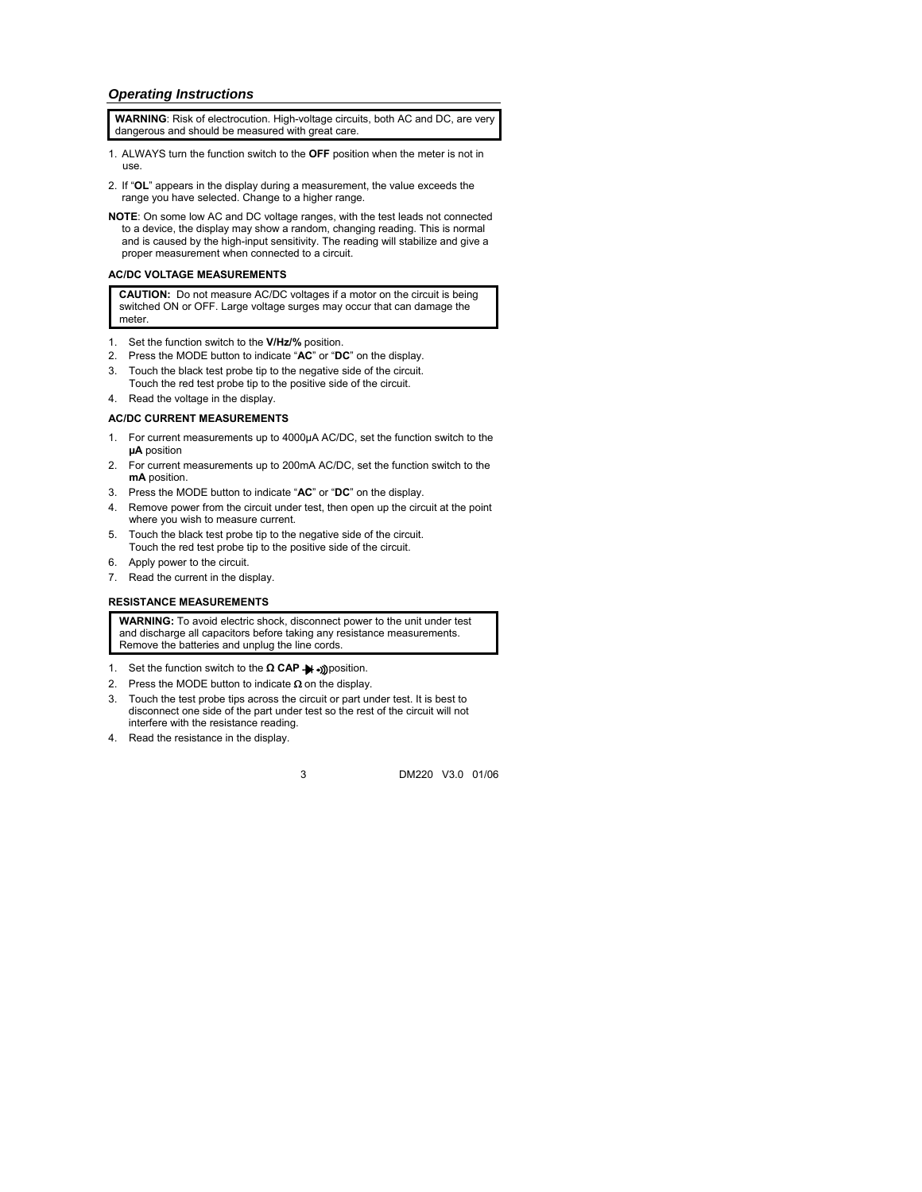## *Operating Instructions*

> **WARNING**: Risk of electrocution. High-voltage circuits, both AC and DC, are very dangerous and should be measured with great care.

1. ALWAYS turn the function switch to the **OFF** position when the meter is not in use.
2. If "**OL**" appears in the display during a measurement, the value exceeds the range you have selected. Change to a higher range.

**NOTE**: On some low AC and DC voltage ranges, with the test leads not connected to a device, the display may show a random, changing reading. This is normal and is caused by the high-input sensitivity. The reading will stabilize and give a proper measurement when connected to a circuit.

### AC/DC VOLTAGE MEASUREMENTS

> **CAUTION:** Do not measure AC/DC voltages if a motor on the circuit is being switched ON or OFF. Large voltage surges may occur that can damage the meter.

1. Set the function switch to the **V/Hz/%** position.
2. Press the MODE button to indicate "**AC**" or "**DC**" on the display.
3. Touch the black test probe tip to the negative side of the circuit. Touch the red test probe tip to the positive side of the circuit.
4. Read the voltage in the display.

### AC/DC CURRENT MEASUREMENTS

1. For current measurements up to 4000µA AC/DC, set the function switch to the **µA** position
2. For current measurements up to 200mA AC/DC, set the function switch to the **mA** position.
3. Press the MODE button to indicate "**AC**" or "**DC**" on the display.
4. Remove power from the circuit under test, then open up the circuit at the point where you wish to measure current.
5. Touch the black test probe tip to the negative side of the circuit. Touch the red test probe tip to the positive side of the circuit.
6. Apply power to the circuit.
7. Read the current in the display.

### RESISTANCE MEASUREMENTS

> **WARNING:** To avoid electric shock, disconnect power to the unit under test and discharge all capacitors before taking any resistance measurements. Remove the batteries and unplug the line cords.

1. Set the function switch to the **Ω CAP** ➔|  •))) position.
2. Press the MODE button to indicate **Ω** on the display.
3. Touch the test probe tips across the circuit or part under test. It is best to disconnect one side of the part under test so the rest of the circuit will not interfere with the resistance reading.
4. Read the resistance in the display.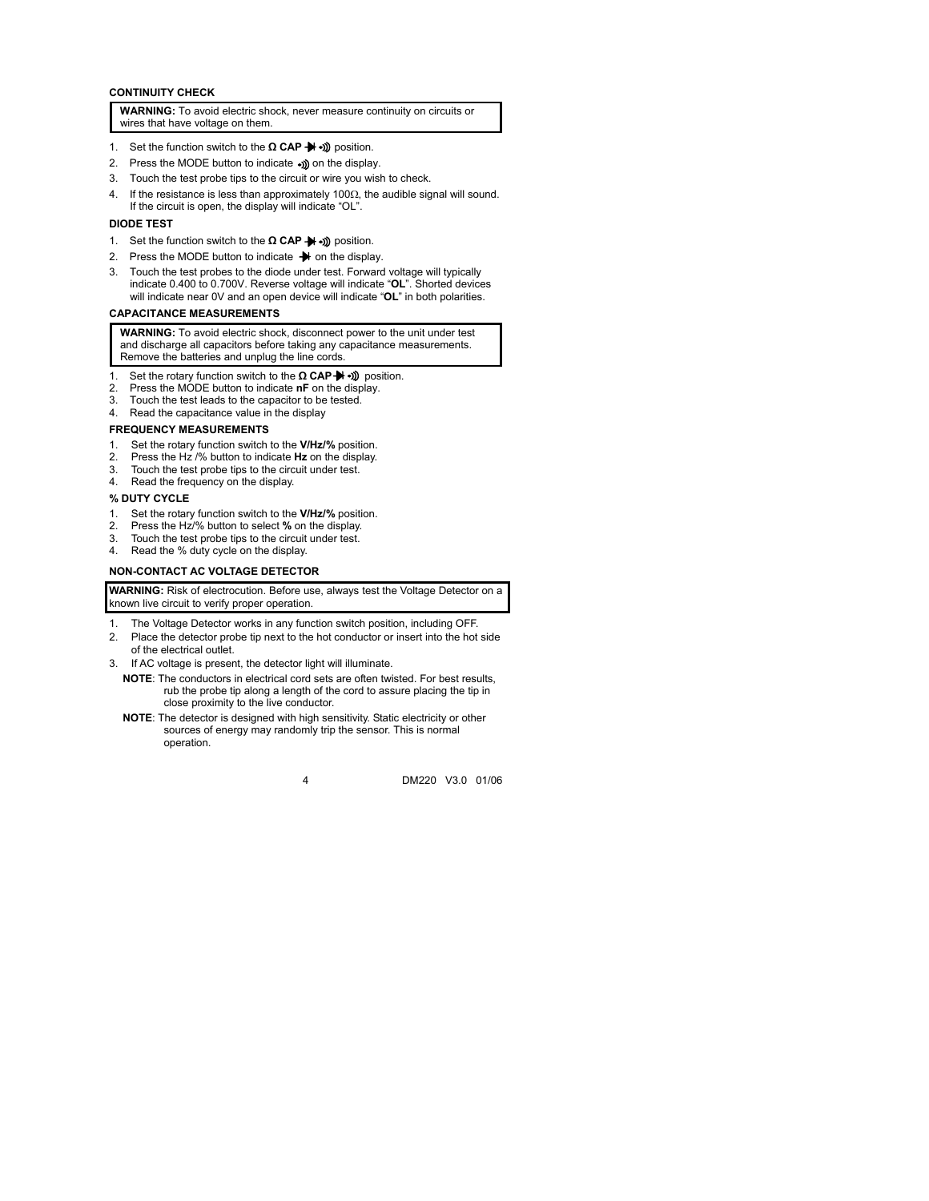### CONTINUITY CHECK

> **WARNING:** To avoid electric shock, never measure continuity on circuits or wires that have voltage on them.

1. Set the function switch to the **Ω CAP** ⯈|• ·))) position.
2. Press the MODE button to indicate ·))) on the display.
3. Touch the test probe tips to the circuit or wire you wish to check.
4. If the resistance is less than approximately 100Ω, the audible signal will sound. If the circuit is open, the display will indicate "OL".

### DIODE TEST

1. Set the function switch to the **Ω CAP** ⯈| ·))) position.
2. Press the MODE button to indicate ⯈| on the display.
3. Touch the test probes to the diode under test. Forward voltage will typically indicate 0.400 to 0.700V. Reverse voltage will indicate "**OL**". Shorted devices will indicate near 0V and an open device will indicate "**OL**" in both polarities.

### CAPACITANCE MEASUREMENTS

> **WARNING:** To avoid electric shock, disconnect power to the unit under test and discharge all capacitors before taking any capacitance measurements. Remove the batteries and unplug the line cords.

1. Set the rotary function switch to the **Ω CAP**⯈| ·))) position.
2. Press the MODE button to indicate **nF** on the display.
3. Touch the test leads to the capacitor to be tested.
4. Read the capacitance value in the display

### FREQUENCY MEASUREMENTS

1. Set the rotary function switch to the **V/Hz/%** position.
2. Press the Hz /% button to indicate **Hz** on the display.
3. Touch the test probe tips to the circuit under test.
4. Read the frequency on the display.

### % DUTY CYCLE

1. Set the rotary function switch to the **V/Hz/%** position.
2. Press the Hz/% button to select **%** on the display.
3. Touch the test probe tips to the circuit under test.
4. Read the % duty cycle on the display.

### NON-CONTACT AC VOLTAGE DETECTOR

> **WARNING:** Risk of electrocution. Before use, always test the Voltage Detector on a known live circuit to verify proper operation.

1. The Voltage Detector works in any function switch position, including OFF.
2. Place the detector probe tip next to the hot conductor or insert into the hot side of the electrical outlet.
3. If AC voltage is present, the detector light will illuminate.

   **NOTE**: The conductors in electrical cord sets are often twisted. For best results, rub the probe tip along a length of the cord to assure placing the tip in close proximity to the live conductor.

   **NOTE**: The detector is designed with high sensitivity. Static electricity or other sources of energy may randomly trip the sensor. This is normal operation.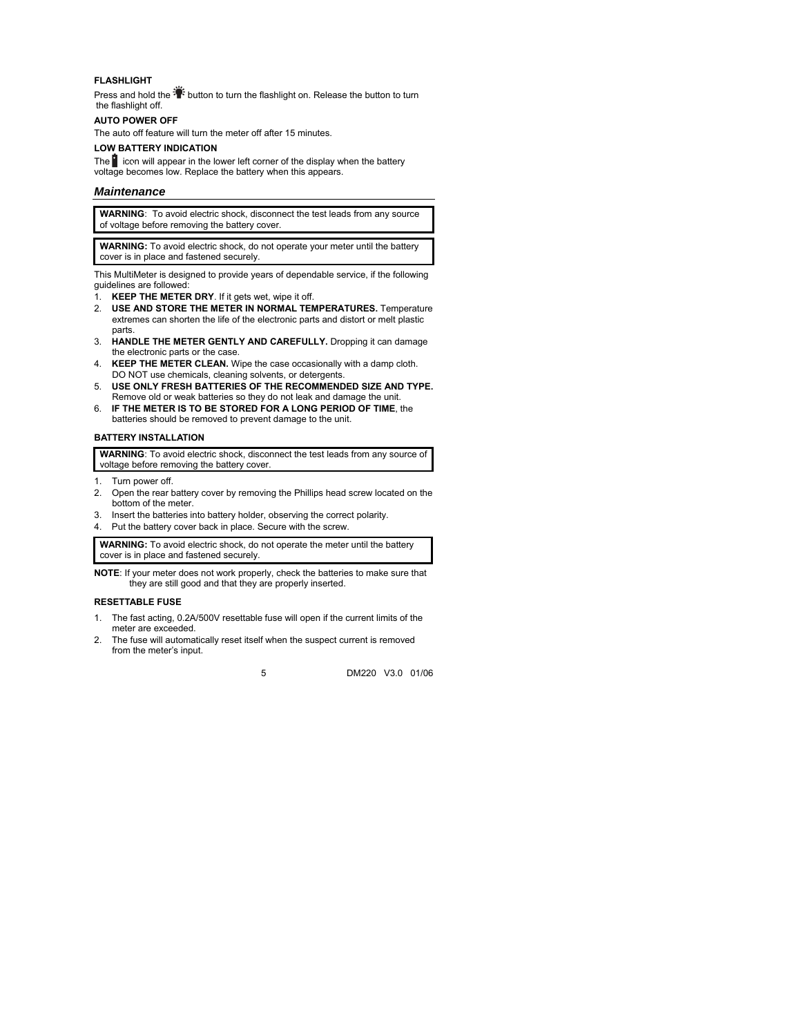### FLASHLIGHT

Press and hold the button to turn the flashlight on. Release the button to turn the flashlight off.

### AUTO POWER OFF

The auto off feature will turn the meter off after 15 minutes.

### LOW BATTERY INDICATION

The icon will appear in the lower left corner of the display when the battery voltage becomes low. Replace the battery when this appears.

## *Maintenance*

> **WARNING**: To avoid electric shock, disconnect the test leads from any source of voltage before removing the battery cover.

> **WARNING:** To avoid electric shock, do not operate your meter until the battery cover is in place and fastened securely.

This MultiMeter is designed to provide years of dependable service, if the following guidelines are followed:

1. **KEEP THE METER DRY**. If it gets wet, wipe it off.
2. **USE AND STORE THE METER IN NORMAL TEMPERATURES.** Temperature extremes can shorten the life of the electronic parts and distort or melt plastic parts.
3. **HANDLE THE METER GENTLY AND CAREFULLY.** Dropping it can damage the electronic parts or the case.
4. **KEEP THE METER CLEAN.** Wipe the case occasionally with a damp cloth. DO NOT use chemicals, cleaning solvents, or detergents.
5. **USE ONLY FRESH BATTERIES OF THE RECOMMENDED SIZE AND TYPE.** Remove old or weak batteries so they do not leak and damage the unit.
6. **IF THE METER IS TO BE STORED FOR A LONG PERIOD OF TIME**, the batteries should be removed to prevent damage to the unit.

### BATTERY INSTALLATION

> **WARNING**: To avoid electric shock, disconnect the test leads from any source of voltage before removing the battery cover.

1. Turn power off.
2. Open the rear battery cover by removing the Phillips head screw located on the bottom of the meter.
3. Insert the batteries into battery holder, observing the correct polarity.
4. Put the battery cover back in place. Secure with the screw.

> **WARNING:** To avoid electric shock, do not operate the meter until the battery cover is in place and fastened securely.

**NOTE**: If your meter does not work properly, check the batteries to make sure that they are still good and that they are properly inserted.

### RESETTABLE FUSE

1. The fast acting, 0.2A/500V resettable fuse will open if the current limits of the meter are exceeded.
2. The fuse will automatically reset itself when the suspect current is removed from the meter's input.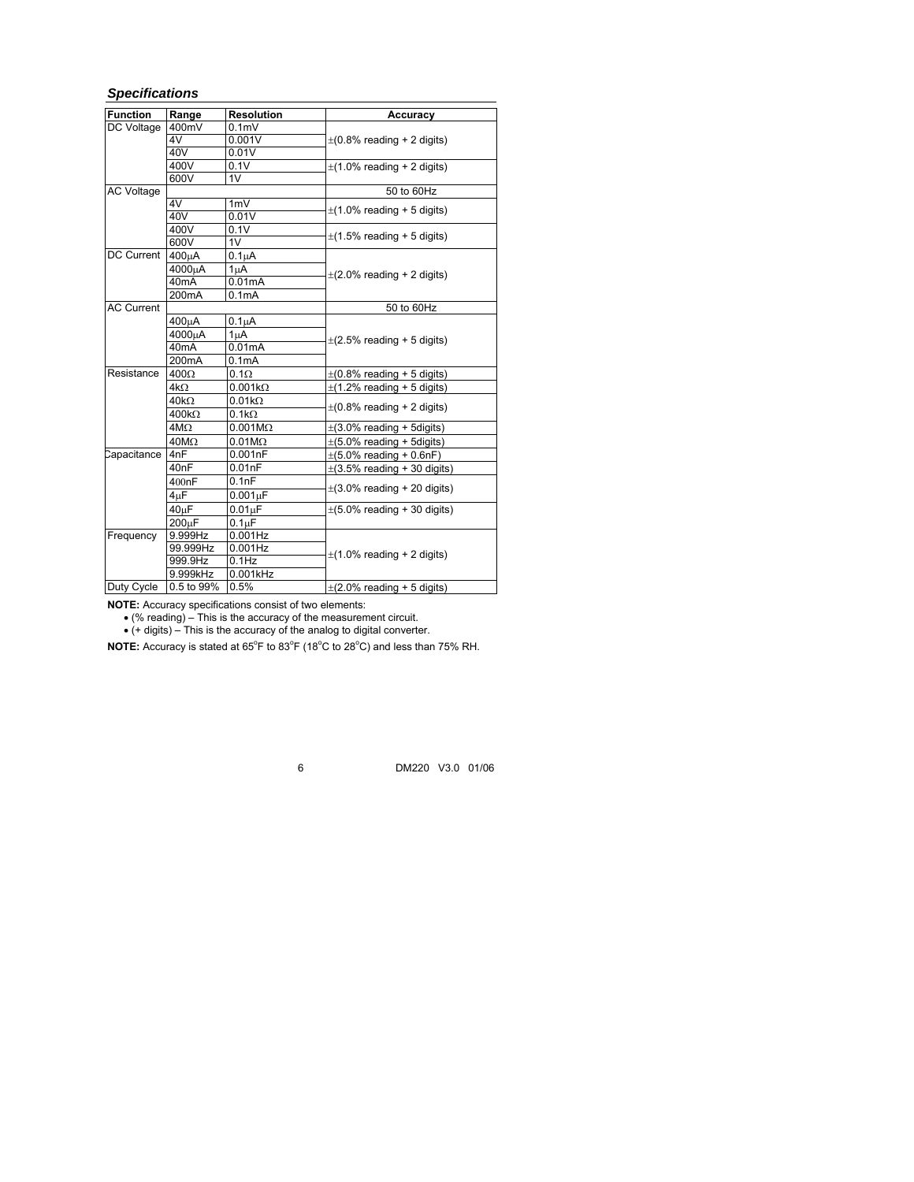### *Specifications*

| Function | Range | Resolution | Accuracy |
|---|---|---|---|
| DC Voltage | 400mV | 0.1mV | ±(0.8% reading + 2 digits) |
| | 4V | 0.001V | |
| | 40V | 0.01V | |
| | 400V | 0.1V | ±(1.0% reading + 2 digits) |
| | 600V | 1V | |
| AC Voltage | | | 50 to 60Hz |
| | 4V | 1mV | ±(1.0% reading + 5 digits) |
| | 40V | 0.01V | |
| | 400V | 0.1V | ±(1.5% reading + 5 digits) |
| | 600V | 1V | |
| DC Current | 400μA | 0.1μA | ±(2.0% reading + 2 digits) |
| | 4000μA | 1μA | |
| | 40mA | 0.01mA | |
| | 200mA | 0.1mA | |
| AC Current | | | 50 to 60Hz |
| | 400μA | 0.1μA | ±(2.5% reading + 5 digits) |
| | 4000μA | 1μA | |
| | 40mA | 0.01mA | |
| | 200mA | 0.1mA | |
| Resistance | 400Ω | 0.1Ω | ±(0.8% reading + 5 digits) |
| | 4kΩ | 0.001kΩ | ±(1.2% reading + 5 digits) |
| | 40kΩ | 0.01kΩ | ±(0.8% reading + 2 digits) |
| | 400kΩ | 0.1kΩ | |
| | 4MΩ | 0.001MΩ | ±(3.0% reading + 5digits) |
| | 40MΩ | 0.01MΩ | ±(5.0% reading + 5digits) |
| Capacitance | 4nF | 0.001nF | ±(5.0% reading + 0.6nF) |
| | 40nF | 0.01nF | ±(3.5% reading + 30 digits) |
| | 400nF | 0.1nF | ±(3.0% reading + 20 digits) |
| | 4μF | 0.001μF | |
| | 40μF | 0.01μF | ±(5.0% reading + 30 digits) |
| | 200μF | 0.1μF | |
| Frequency | 9.999Hz | 0.001Hz | ±(1.0% reading + 2 digits) |
| | 99.999Hz | 0.001Hz | |
| | 999.9Hz | 0.1Hz | |
| | 9.999kHz | 0.001kHz | |
| Duty Cycle | 0.5 to 99% | 0.5% | ±(2.0% reading + 5 digits) |

**NOTE:** Accuracy specifications consist of two elements:

- (% reading) – This is the accuracy of the measurement circuit.
- (+ digits) – This is the accuracy of the analog to digital converter.

**NOTE:** Accuracy is stated at 65°F to 83°F (18°C to 28°C) and less than 75% RH.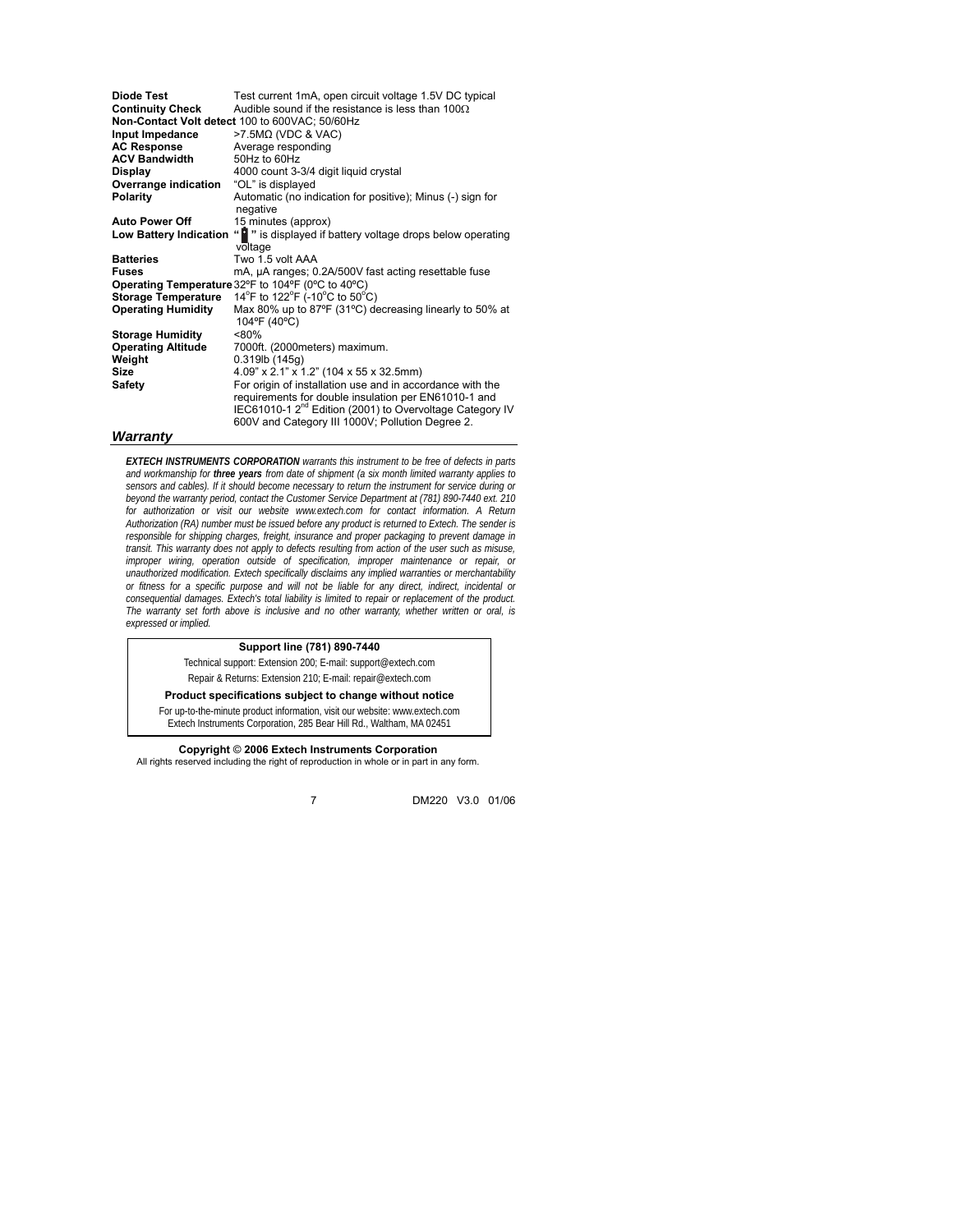| | |
|---|---|
| **Diode Test** | Test current 1mA, open circuit voltage 1.5V DC typical |
| **Continuity Check** | Audible sound if the resistance is less than 100Ω |
| **Non-Contact Volt detect** | 100 to 600VAC; 50/60Hz |
| **Input Impedance** | >7.5MΩ (VDC & VAC) |
| **AC Response** | Average responding |
| **ACV Bandwidth** | 50Hz to 60Hz |
| **Display** | 4000 count 3-3/4 digit liquid crystal |
| **Overrange indication** | “OL” is displayed |
| **Polarity** | Automatic (no indication for positive); Minus (-) sign for negative |
| **Auto Power Off** | 15 minutes (approx) |
| **Low Battery Indication** | “ ” is displayed if battery voltage drops below operating voltage |
| **Batteries** | Two 1.5 volt AAA |
| **Fuses** | mA, µA ranges; 0.2A/500V fast acting resettable fuse |
| **Operating Temperature** | 32ºF to 104ºF (0ºC to 40ºC) |
| **Storage Temperature** | 14°F to 122°F (-10°C to 50°C) |
| **Operating Humidity** | Max 80% up to 87ºF (31ºC) decreasing linearly to 50% at 104ºF (40ºC) |
| **Storage Humidity** | <80% |
| **Operating Altitude** | 7000ft. (2000meters) maximum. |
| **Weight** | 0.319lb (145g) |
| **Size** | 4.09” x 2.1” x 1.2” (104 x 55 x 32.5mm) |
| **Safety** | For origin of installation use and in accordance with the requirements for double insulation per EN61010-1 and IEC61010-1 2nd Edition (2001) to Overvoltage Category IV 600V and Category III 1000V; Pollution Degree 2. |

## *Warranty*

***EXTECH INSTRUMENTS CORPORATION*** *warrants this instrument to be free of defects in parts and workmanship for* ***three years*** *from date of shipment (a six month limited warranty applies to sensors and cables). If it should become necessary to return the instrument for service during or beyond the warranty period, contact the Customer Service Department at (781) 890-7440 ext. 210 for authorization or visit our website www.extech.com for contact information. A Return Authorization (RA) number must be issued before any product is returned to Extech. The sender is responsible for shipping charges, freight, insurance and proper packaging to prevent damage in transit. This warranty does not apply to defects resulting from action of the user such as misuse, improper wiring, operation outside of specification, improper maintenance or repair, or unauthorized modification. Extech specifically disclaims any implied warranties or merchantability or fitness for a specific purpose and will not be liable for any direct, indirect, incidental or consequential damages. Extech's total liability is limited to repair or replacement of the product. The warranty set forth above is inclusive and no other warranty, whether written or oral, is expressed or implied.*

**Support line (781) 890-7440**

Technical support: Extension 200; E-mail: support@extech.com

Repair & Returns: Extension 210; E-mail: repair@extech.com

**Product specifications subject to change without notice**

For up-to-the-minute product information, visit our website: www.extech.com
Extech Instruments Corporation, 285 Bear Hill Rd., Waltham, MA 02451

**Copyright © 2006 Extech Instruments Corporation**
All rights reserved including the right of reproduction in whole or in part in any form.

DM220 V3.0 01/06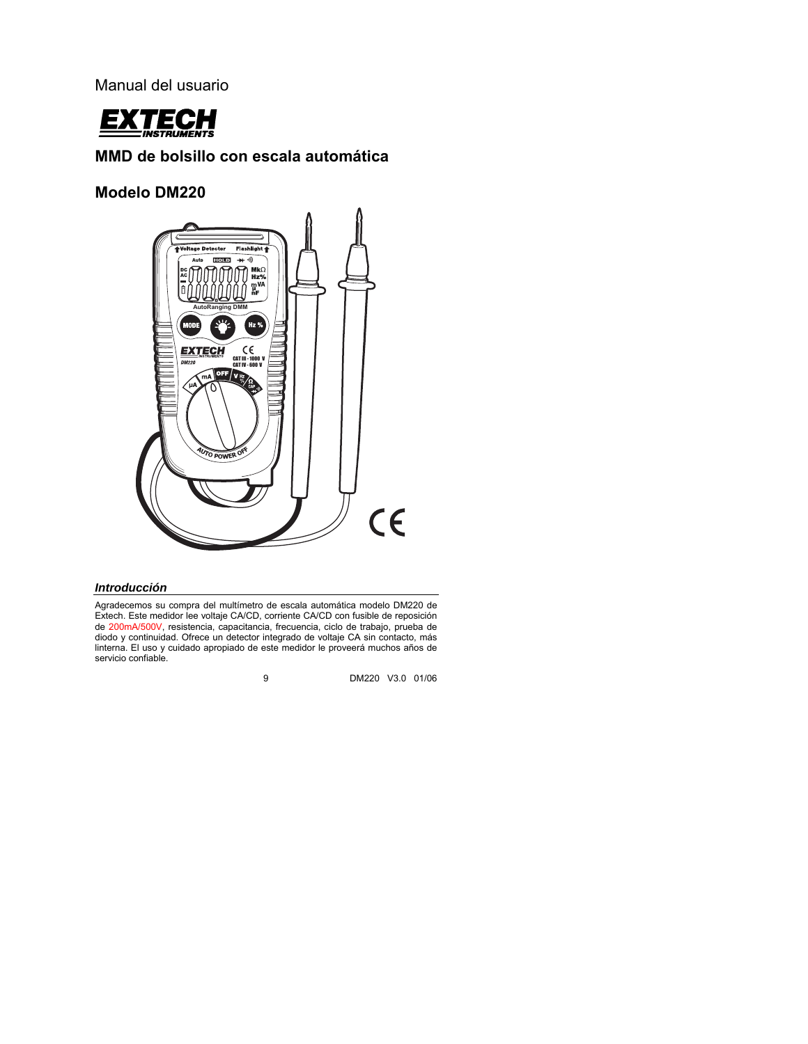Manual del usuario

EXTECH INSTRUMENTS

## MMD de bolsillo con escala automática

## Modelo DM220

### *Introducción*

Agradecemos su compra del multímetro de escala automática modelo DM220 de Extech. Este medidor lee voltaje CA/CD, corriente CA/CD con fusible de reposición de 200mA/500V, resistencia, capacitancia, frecuencia, ciclo de trabajo, prueba de diodo y continuidad. Ofrece un detector integrado de voltaje CA sin contacto, más linterna. El uso y cuidado apropiado de este medidor le proveerá muchos años de servicio confiable.

DM220 V3.0 01/06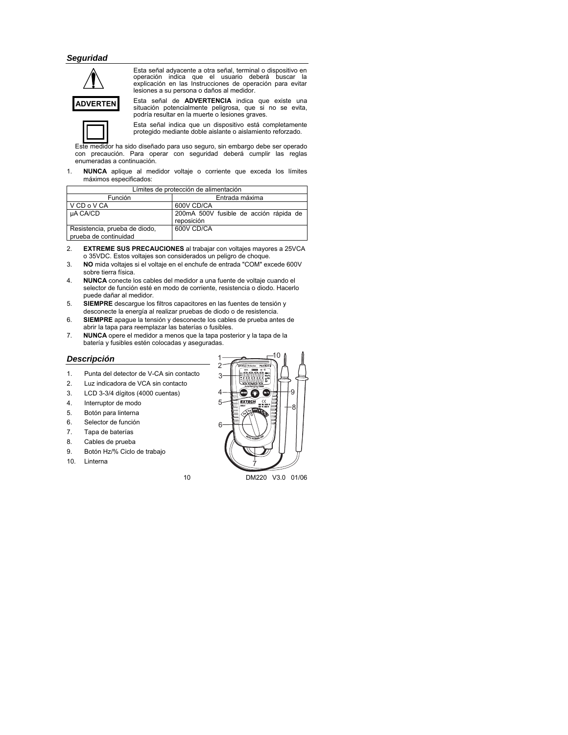## Seguridad

Esta señal adyacente a otra señal, terminal o dispositivo en operación indica que el usuario deberá buscar la explicación en las Instrucciones de operación para evitar lesiones a su persona o daños al medidor.

**ADVERTEN**

Esta señal de **ADVERTENCIA** indica que existe una situación potencialmente peligrosa, que si no se evita, podría resultar en la muerte o lesiones graves.

Esta señal indica que un dispositivo está completamente protegido mediante doble aislante o aislamiento reforzado.

Este medidor ha sido diseñado para uso seguro, sin embargo debe ser operado con precaución. Para operar con seguridad deberá cumplir las reglas enumeradas a continuación.

1. **NUNCA** aplique al medidor voltaje o corriente que exceda los límites máximos especificados:

| Límites de protección de alimentación | |
|---|---|
| Función | Entrada máxima |
| V CD o V CA | 600V CD/CA |
| µA CA/CD | 200mA 500V fusible de acción rápida de reposición |
| Resistencia, prueba de diodo, prueba de continuidad | 600V CD/CA |

2. **EXTREME SUS PRECAUCIONES** al trabajar con voltajes mayores a 25VCA o 35VDC. Estos voltajes son considerados un peligro de choque.
3. **NO** mida voltajes si el voltaje en el enchufe de entrada "COM" excede 600V sobre tierra física.
4. **NUNCA** conecte los cables del medidor a una fuente de voltaje cuando el selector de función esté en modo de corriente, resistencia o diodo. Hacerlo puede dañar al medidor.
5. **SIEMPRE** descargue los filtros capacitores en las fuentes de tensión y desconecte la energía al realizar pruebas de diodo o de resistencia.
6. **SIEMPRE** apague la tensión y desconecte los cables de prueba antes de abrir la tapa para reemplazar las baterías o fusibles.
7. **NUNCA** opere el medidor a menos que la tapa posterior y la tapa de la batería y fusibles estén colocadas y aseguradas.

## Descripción

1. Punta del detector de V-CA sin contacto
2. Luz indicadora de VCA sin contacto
3. LCD 3-3/4 dígitos (4000 cuentas)
4. Interruptor de modo
5. Botón para linterna
6. Selector de función
7. Tapa de baterías
8. Cables de prueba
9. Botón Hz/% Ciclo de trabajo
10. Linterna

DM220 V3.0 01/06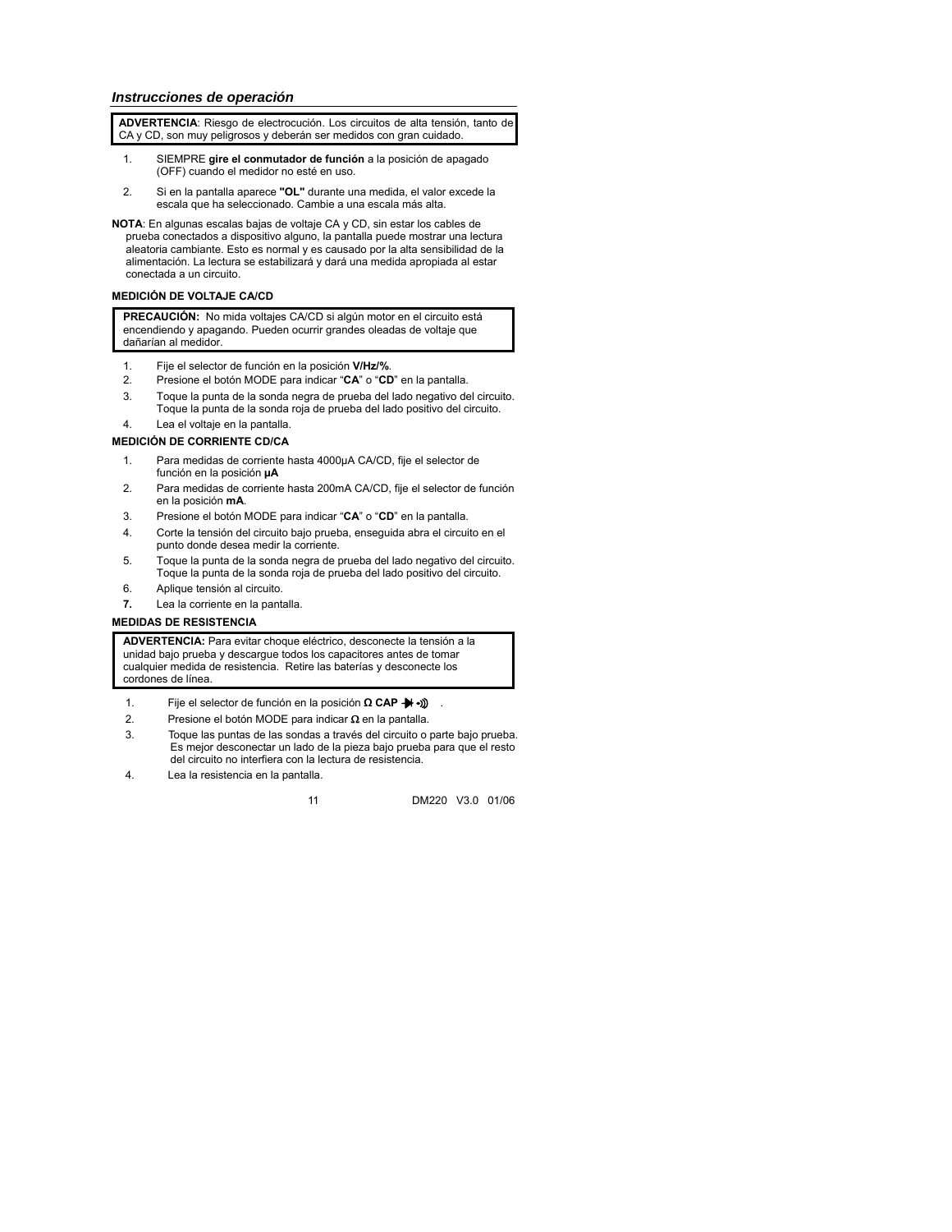## *Instrucciones de operación*

**ADVERTENCIA**: Riesgo de electrocución. Los circuitos de alta tensión, tanto de CA y CD, son muy peligrosos y deberán ser medidos con gran cuidado.

1. SIEMPRE **gire el conmutador de función** a la posición de apagado (OFF) cuando el medidor no esté en uso.
2. Si en la pantalla aparece **"OL"** durante una medida, el valor excede la escala que ha seleccionado. Cambie a una escala más alta.

**NOTA**: En algunas escalas bajas de voltaje CA y CD, sin estar los cables de prueba conectados a dispositivo alguno, la pantalla puede mostrar una lectura aleatoria cambiante. Esto es normal y es causado por la alta sensibilidad de la alimentación. La lectura se estabilizará y dará una medida apropiada al estar conectada a un circuito.

### MEDICIÓN DE VOLTAJE CA/CD

**PRECAUCIÓN:** No mida voltajes CA/CD si algún motor en el circuito está encendiendo y apagando. Pueden ocurrir grandes oleadas de voltaje que dañarían al medidor.

1. Fije el selector de función en la posición **V/Hz/%**.
2. Presione el botón MODE para indicar "**CA**" o "**CD**" en la pantalla.
3. Toque la punta de la sonda negra de prueba del lado negativo del circuito. Toque la punta de la sonda roja de prueba del lado positivo del circuito.
4. Lea el voltaje en la pantalla.

### MEDICIÓN DE CORRIENTE CD/CA

1. Para medidas de corriente hasta 4000µA CA/CD, fije el selector de función en la posición **µA**
2. Para medidas de corriente hasta 200mA CA/CD, fije el selector de función en la posición **mA**.
3. Presione el botón MODE para indicar "**CA**" o "**CD**" en la pantalla.
4. Corte la tensión del circuito bajo prueba, enseguida abra el circuito en el punto donde desea medir la corriente.
5. Toque la punta de la sonda negra de prueba del lado negativo del circuito. Toque la punta de la sonda roja de prueba del lado positivo del circuito.
6. Aplique tensión al circuito.
7. Lea la corriente en la pantalla.

### MEDIDAS DE RESISTENCIA

**ADVERTENCIA:** Para evitar choque eléctrico, desconecte la tensión a la unidad bajo prueba y descargue todos los capacitores antes de tomar cualquier medida de resistencia. Retire las baterías y desconecte los cordones de línea.

1. Fije el selector de función en la posición **Ω CAP ➔|** •))) .
2. Presione el botón MODE para indicar **Ω** en la pantalla.
3. Toque las puntas de las sondas a través del circuito o parte bajo prueba. Es mejor desconectar un lado de la pieza bajo prueba para que el resto del circuito no interfiera con la lectura de resistencia.
4. Lea la resistencia en la pantalla.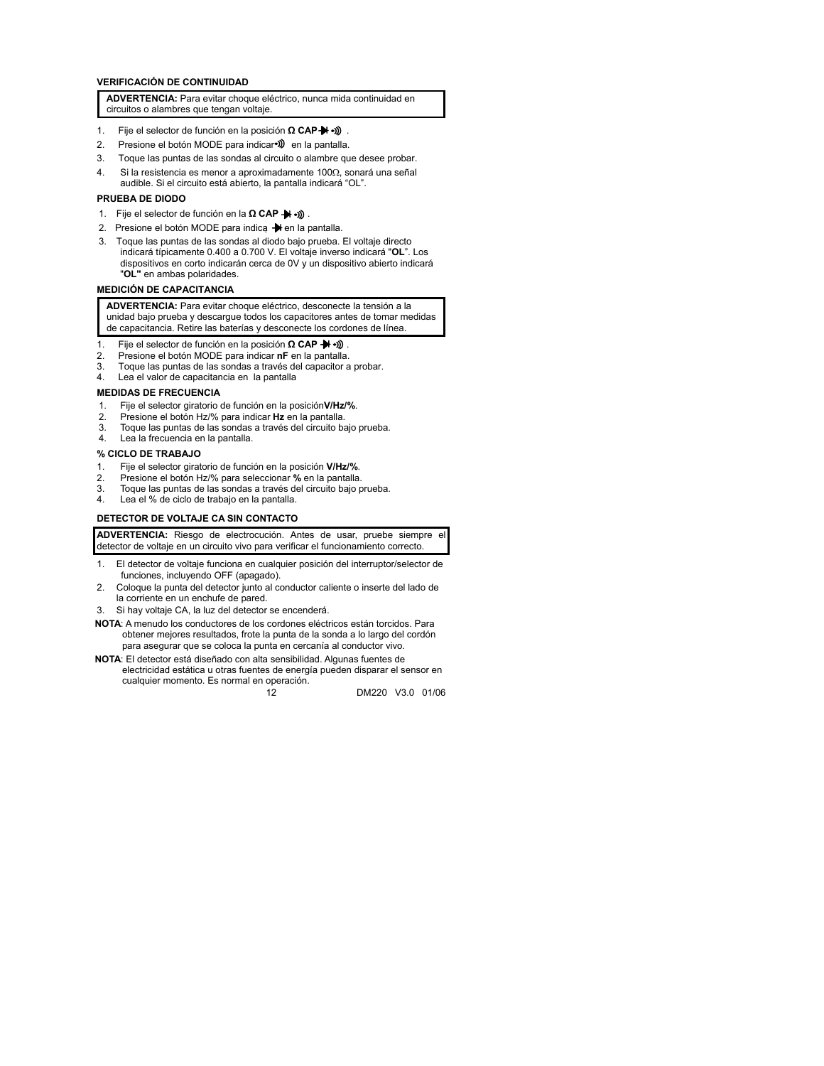### VERIFICACIÓN DE CONTINUIDAD

> **ADVERTENCIA:** Para evitar choque eléctrico, nunca mida continuidad en circuitos o alambres que tengan voltaje.

1. Fije el selector de función en la posición **Ω CAP ⊣⊢ •)))** .
2. Presione el botón MODE para indicar •))) en la pantalla.
3. Toque las puntas de las sondas al circuito o alambre que desee probar.
4. Si la resistencia es menor a aproximadamente 100Ω, sonará una señal audible. Si el circuito está abierto, la pantalla indicará "OL".

### PRUEBA DE DIODO

1. Fije el selector de función en la **Ω CAP ⊣⊢ •)))** .
2. Presione el botón MODE para indicar ⊣⊢ en la pantalla.
3. Toque las puntas de las sondas al diodo bajo prueba. El voltaje directo indicará típicamente 0.400 a 0.700 V. El voltaje inverso indicará "**OL**". Los dispositivos en corto indicarán cerca de 0V y un dispositivo abierto indicará "**OL"** en ambas polaridades.

### MEDICIÓN DE CAPACITANCIA

> **ADVERTENCIA:** Para evitar choque eléctrico, desconecte la tensión a la unidad bajo prueba y descargue todos los capacitores antes de tomar medidas de capacitancia. Retire las baterías y desconecte los cordones de línea.

1. Fije el selector de función en la posición **Ω CAP ⊣⊢ •)))** .
2. Presione el botón MODE para indicar **nF** en la pantalla.
3. Toque las puntas de las sondas a través del capacitor a probar.
4. Lea el valor de capacitancia en la pantalla

### MEDIDAS DE FRECUENCIA

1. Fije el selector giratorio de función en la posición **V/Hz/%**.
2. Presione el botón Hz/% para indicar **Hz** en la pantalla.
3. Toque las puntas de las sondas a través del circuito bajo prueba.
4. Lea la frecuencia en la pantalla.

### % CICLO DE TRABAJO

1. Fije el selector giratorio de función en la posición **V/Hz/%**.
2. Presione el botón Hz/% para seleccionar **%** en la pantalla.
3. Toque las puntas de las sondas a través del circuito bajo prueba.
4. Lea el % de ciclo de trabajo en la pantalla.

### DETECTOR DE VOLTAJE CA SIN CONTACTO

> **ADVERTENCIA:** Riesgo de electrocución. Antes de usar, pruebe siempre el detector de voltaje en un circuito vivo para verificar el funcionamiento correcto.

1. El detector de voltaje funciona en cualquier posición del interruptor/selector de funciones, incluyendo OFF (apagado).
2. Coloque la punta del detector junto al conductor caliente o inserte del lado de la corriente en un enchufe de pared.
3. Si hay voltaje CA, la luz del detector se encenderá.

**NOTA**: A menudo los conductores de los cordones eléctricos están torcidos. Para obtener mejores resultados, frote la punta de la sonda a lo largo del cordón para asegurar que se coloca la punta en cercanía al conductor vivo.

**NOTA**: El detector está diseñado con alta sensibilidad. Algunas fuentes de electricidad estática u otras fuentes de energía pueden disparar el sensor en cualquier momento. Es normal en operación.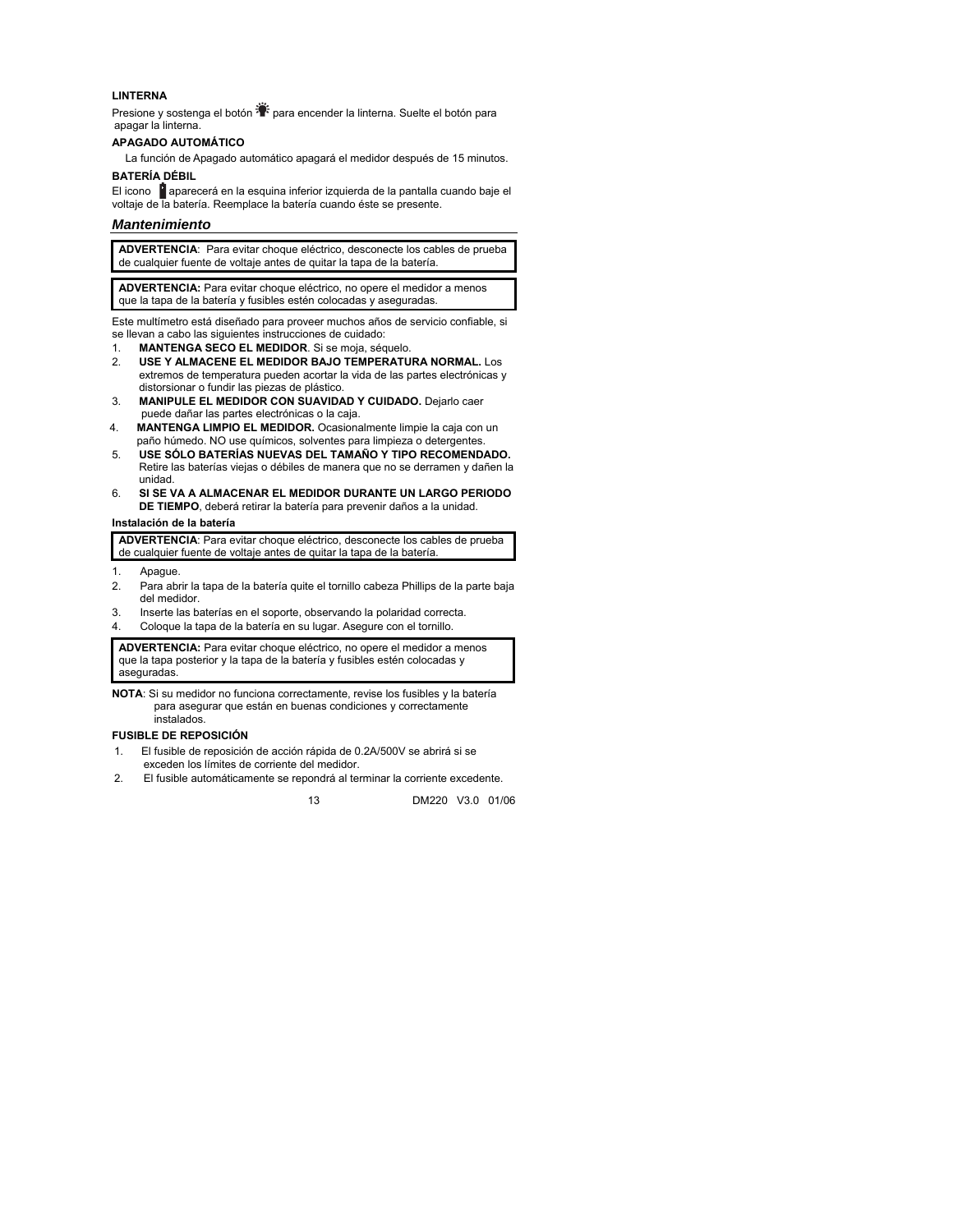**LINTERNA**

Presione y sostenga el botón para encender la linterna. Suelte el botón para apagar la linterna.

**APAGADO AUTOMÁTICO**

La función de Apagado automático apagará el medidor después de 15 minutos.

**BATERÍA DÉBIL**

El icono aparecerá en la esquina inferior izquierda de la pantalla cuando baje el voltaje de la batería. Reemplace la batería cuando éste se presente.

## *Mantenimiento*

> **ADVERTENCIA**: Para evitar choque eléctrico, desconecte los cables de prueba de cualquier fuente de voltaje antes de quitar la tapa de la batería.

> **ADVERTENCIA:** Para evitar choque eléctrico, no opere el medidor a menos que la tapa de la batería y fusibles estén colocadas y aseguradas.

Este multímetro está diseñado para proveer muchos años de servicio confiable, si se llevan a cabo las siguientes instrucciones de cuidado:

1. **MANTENGA SECO EL MEDIDOR**. Si se moja, séquelo.
2. **USE Y ALMACENE EL MEDIDOR BAJO TEMPERATURA NORMAL.** Los extremos de temperatura pueden acortar la vida de las partes electrónicas y distorsionar o fundir las piezas de plástico.
3. **MANIPULE EL MEDIDOR CON SUAVIDAD Y CUIDADO.** Dejarlo caer puede dañar las partes electrónicas o la caja.
4. **MANTENGA LIMPIO EL MEDIDOR.** Ocasionalmente limpie la caja con un paño húmedo. NO use químicos, solventes para limpieza o detergentes.
5. **USE SÓLO BATERÍAS NUEVAS DEL TAMAÑO Y TIPO RECOMENDADO.** Retire las baterías viejas o débiles de manera que no se derramen y dañen la unidad.
6. **SI SE VA A ALMACENAR EL MEDIDOR DURANTE UN LARGO PERIODO DE TIEMPO**, deberá retirar la batería para prevenir daños a la unidad.

**Instalación de la batería**

> **ADVERTENCIA**: Para evitar choque eléctrico, desconecte los cables de prueba de cualquier fuente de voltaje antes de quitar la tapa de la batería.

1. Apague.
2. Para abrir la tapa de la batería quite el tornillo cabeza Phillips de la parte baja del medidor.
3. Inserte las baterías en el soporte, observando la polaridad correcta.
4. Coloque la tapa de la batería en su lugar. Asegure con el tornillo.

> **ADVERTENCIA:** Para evitar choque eléctrico, no opere el medidor a menos que la tapa posterior y la tapa de la batería y fusibles estén colocadas y aseguradas.

**NOTA**: Si su medidor no funciona correctamente, revise los fusibles y la batería para asegurar que están en buenas condiciones y correctamente instalados.

**FUSIBLE DE REPOSICIÓN**

1. El fusible de reposición de acción rápida de 0.2A/500V se abrirá si se exceden los límites de corriente del medidor.
2. El fusible automáticamente se repondrá al terminar la corriente excedente.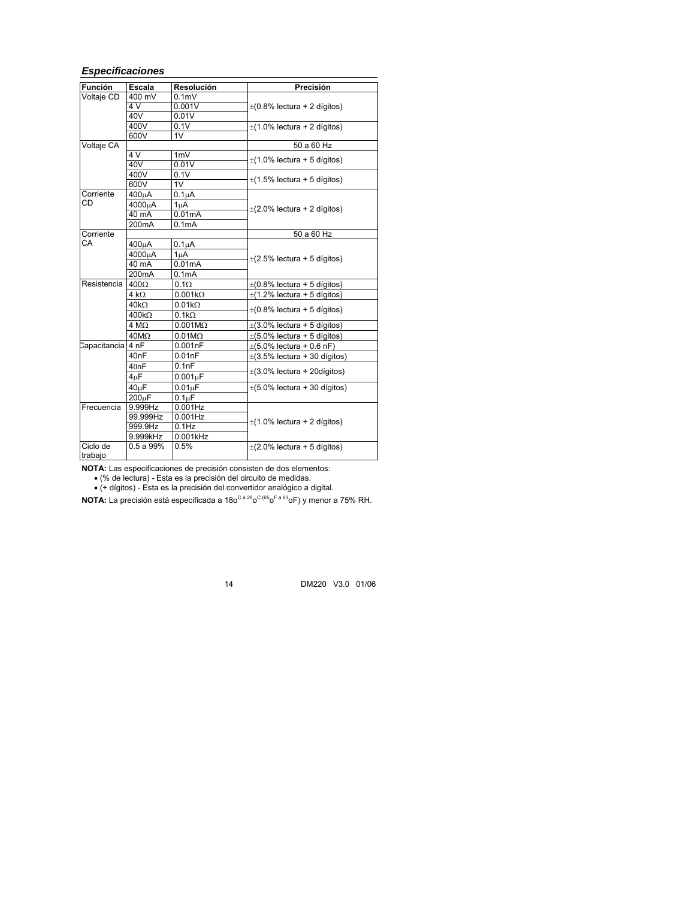### *Especificaciones*

| Función | Escala | Resolución | Precisión |
|---|---|---|---|
| Voltaje CD | 400 mV | 0.1mV | ±(0.8% lectura + 2 dígitos) |
| | 4 V | 0.001V | |
| | 40V | 0.01V | |
| | 400V | 0.1V | ±(1.0% lectura + 2 dígitos) |
| | 600V | 1V | |
| Voltaje CA | | | 50 a 60 Hz |
| | 4 V | 1mV | ±(1.0% lectura + 5 dígitos) |
| | 40V | 0.01V | |
| | 400V | 0.1V | ±(1.5% lectura + 5 dígitos) |
| | 600V | 1V | |
| Corriente CD | 400µA | 0.1µA | ±(2.0% lectura + 2 dígitos) |
| | 4000µA | 1µA | |
| | 40 mA | 0.01mA | |
| | 200mA | 0.1mA | |
| Corriente CA | | | 50 a 60 Hz |
| | 400µA | 0.1µA | ±(2.5% lectura + 5 dígitos) |
| | 4000µA | 1µA | |
| | 40 mA | 0.01mA | |
| | 200mA | 0.1mA | |
| Resistencia | 400Ω | 0.1Ω | ±(0.8% lectura + 5 dígitos) |
| | 4 kΩ | 0.001kΩ | ±(1.2% lectura + 5 dígitos) |
| | 40kΩ | 0.01kΩ | ±(0.8% lectura + 5 dígitos) |
| | 400kΩ | 0.1kΩ | |
| | 4 MΩ | 0.001MΩ | ±(3.0% lectura + 5 dígitos) |
| | 40MΩ | 0.01MΩ | ±(5.0% lectura + 5 dígitos) |
| Capacitancia | 4 nF | 0.001nF | ±(5.0% lectura + 0.6 nF) |
| | 40nF | 0.01nF | ±(3.5% lectura + 30 dígitos) |
| | 40nF | 0.1nF | ±(3.0% lectura + 20dígitos) |
| | 4µF | 0.001µF | |
| | 40µF | 0.01µF | ±(5.0% lectura + 30 dígitos) |
| | 200µF | 0.1µF | |
| Frecuencia | 9.999Hz | 0.001Hz | ±(1.0% lectura + 2 dígitos) |
| | 99.999Hz | 0.001Hz | |
| | 999.9Hz | 0.1Hz | |
| | 9.999kHz | 0.001kHz | |
| Ciclo de trabajo | 0.5 a 99% | 0.5% | ±(2.0% lectura + 5 dígitos) |

**NOTA:** Las especificaciones de precisión consisten de dos elementos:
- (% de lectura) - Esta es la precisión del circuito de medidas.
- (+ dígitos) - Esta es la precisión del convertidor analógico a digital.

**NOTA:** La precisión está especificada a 18oC a 28oC (65oF a 83oF) y menor a 75% RH.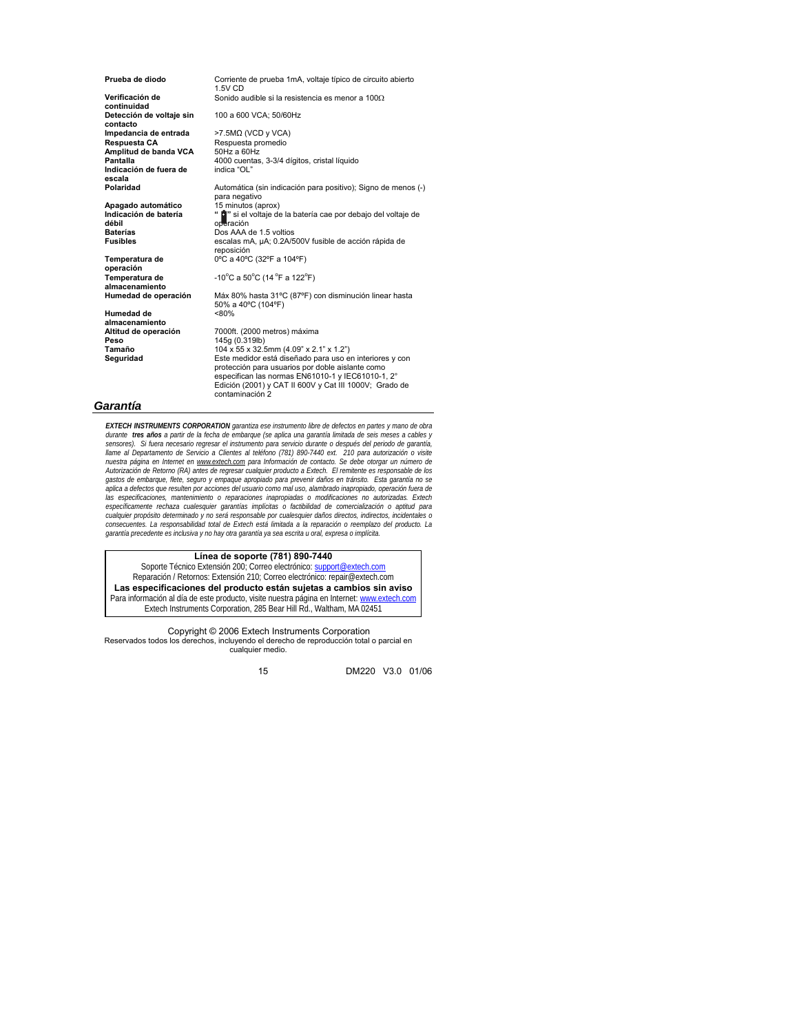| | |
|---|---|
| **Prueba de diodo** | Corriente de prueba 1mA, voltaje típico de circuito abierto 1.5V CD |
| **Verificación de continuidad** | Sonido audible si la resistencia es menor a 100Ω |
| **Detección de voltaje sin contacto** | 100 a 600 VCA; 50/60Hz |
| **Impedancia de entrada** | >7.5MΩ (VCD y VCA) |
| **Respuesta CA** | Respuesta promedio |
| **Amplitud de banda VCA** | 50Hz a 60Hz |
| **Pantalla** | 4000 cuentas, 3-3/4 dígitos, cristal líquido |
| **Indicación de fuera de escala** | indica "OL" |
| **Polaridad** | Automática (sin indicación para positivo); Signo de menos (-) para negativo |
| **Apagado automático** | 15 minutos (aprox) |
| **Indicación de batería débil** | " " si el voltaje de la batería cae por debajo del voltaje de operación |
| **Baterías** | Dos AAA de 1.5 voltios |
| **Fusibles** | escalas mA, µA; 0.2A/500V fusible de acción rápida de reposición |
| **Temperatura de operación** | 0ºC a 40ºC (32ºF a 104ºF) |
| **Temperatura de almacenamiento** | -10°C a 50°C (14 °F a 122°F) |
| **Humedad de operación** | Máx 80% hasta 31ºC (87ºF) con disminución linear hasta 50% a 40ºC (104ºF) |
| **Humedad de almacenamiento** | <80% |
| **Altitud de operación** | 7000ft. (2000 metros) máxima |
| **Peso** | 145g (0.319lb) |
| **Tamaño** | 104 x 55 x 32.5mm (4.09" x 2.1" x 1.2") |
| **Seguridad** | Este medidor está diseñado para uso en interiores y con protección para usuarios por doble aislante como especifican las normas EN61010-1 y IEC61010-1, 2° Edición (2001) y CAT II 600V y Cat III 1000V; Grado de contaminación 2 |

## *Garantía*

***EXTECH INSTRUMENTS CORPORATION** garantiza ese instrumento libre de defectos en partes y mano de obra durante **tres años** a partir de la fecha de embarque (se aplica una garantía limitada de seis meses a cables y sensores). Si fuera necesario regresar el instrumento para servicio durante o después del periodo de garantía, llame al Departamento de Servicio a Clientes al teléfono (781) 890-7440 ext. 210 para autorización o visite nuestra página en Internet en www.extech.com para Información de contacto. Se debe otorgar un número de Autorización de Retorno (RA) antes de regresar cualquier producto a Extech. El remitente es responsable de los gastos de embarque, flete, seguro y empaque apropiado para prevenir daños en tránsito. Esta garantía no se aplica a defectos que resulten por acciones del usuario como mal uso, alambrado inapropiado, operación fuera de las especificaciones, mantenimiento o reparaciones inapropiadas o modificaciones no autorizadas. Extech específicamente rechaza cualesquier garantías implícitas o factibilidad de comercialización o aptitud para cualquier propósito determinado y no será responsable por cualesquier daños directos, indirectos, incidentales o consecuentes. La responsabilidad total de Extech está limitada a la reparación o reemplazo del producto. La garantía precedente es inclusiva y no hay otra garantía ya sea escrita u oral, expresa o implícita.*

**Línea de soporte (781) 890-7440**
Soporte Técnico Extensión 200; Correo electrónico: support@extech.com
Reparación / Retornos: Extensión 210; Correo electrónico: repair@extech.com
**Las especificaciones del producto están sujetas a cambios sin aviso**
Para información al día de este producto, visite nuestra página en Internet: www.extech.com
Extech Instruments Corporation, 285 Bear Hill Rd., Waltham, MA 02451

Copyright © 2006 Extech Instruments Corporation
Reservados todos los derechos, incluyendo el derecho de reproducción total o parcial en cualquier medio.

DM220 V3.0 01/06